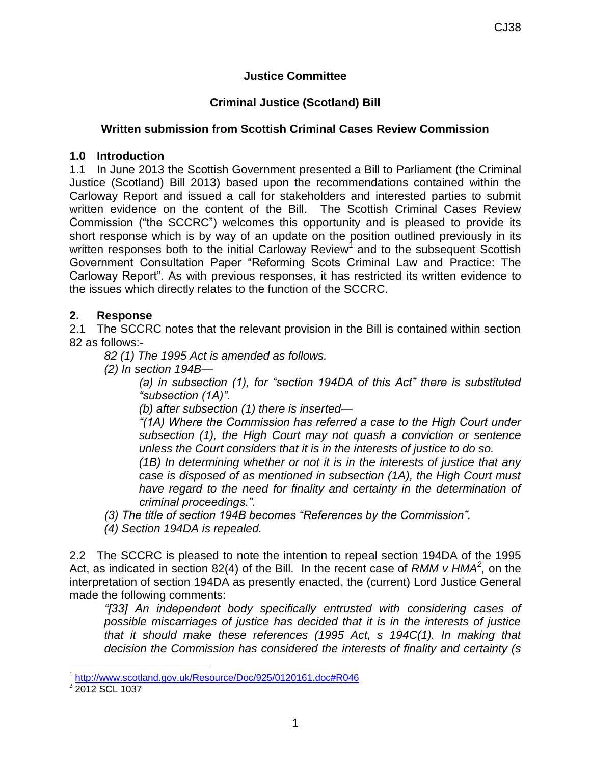CJ38

**Justice Committee**

**Criminal Justice (Scotland) Bill**

**Written submission from Scottish Criminal Cases Review Commission**

## 1.0 Introduction

1.1 In June 2013 the Scottish Government presented a Bill to Parliament (the Criminal Justice (Scotland) Bill 2013) based upon the recommendations contained within the Carloway Report and issued a call for stakeholders and interested parties to submit written evidence on the content of the Bill. The Scottish Criminal Cases Review Commission ("the SCCRC") welcomes this opportunity and is pleased to provide its short response which is by way of an update on the position outlined previously in its written responses both to the initial Carloway Review[1] and to the subsequent Scottish Government Consultation Paper "Reforming Scots Criminal Law and Practice: The Carloway Report". As with previous responses, it has restricted its written evidence to the issues which directly relates to the function of the SCCRC.

## 2. Response

2.1 The SCCRC notes that the relevant provision in the Bill is contained within section 82 as follows:-

> *82 (1) The 1995 Act is amended as follows.*
>
> *(2) In section 194B—*
>
> > *(a) in subsection (1), for "section 194DA of this Act" there is substituted "subsection (1A)".*
> >
> > *(b) after subsection (1) there is inserted—*
> >
> > *"(1A) Where the Commission has referred a case to the High Court under subsection (1), the High Court may not quash a conviction or sentence unless the Court considers that it is in the interests of justice to do so.*
> >
> > *(1B) In determining whether or not it is in the interests of justice that any case is disposed of as mentioned in subsection (1A), the High Court must have regard to the need for finality and certainty in the determination of criminal proceedings.".*
>
> *(3) The title of section 194B becomes "References by the Commission".*
>
> *(4) Section 194DA is repealed.*

2.2 The SCCRC is pleased to note the intention to repeal section 194DA of the 1995 Act, as indicated in section 82(4) of the Bill. In the recent case of *RMM v HMA*[2], on the interpretation of section 194DA as presently enacted, the (current) Lord Justice General made the following comments:

> *"[33] An independent body specifically entrusted with considering cases of possible miscarriages of justice has decided that it is in the interests of justice that it should make these references (1995 Act, s 194C(1). In making that decision the Commission has considered the interests of finality and certainty (s*

---

[1] http://www.scotland.gov.uk/Resource/Doc/925/0120161.doc#R046

[2] 2012 SCL 1037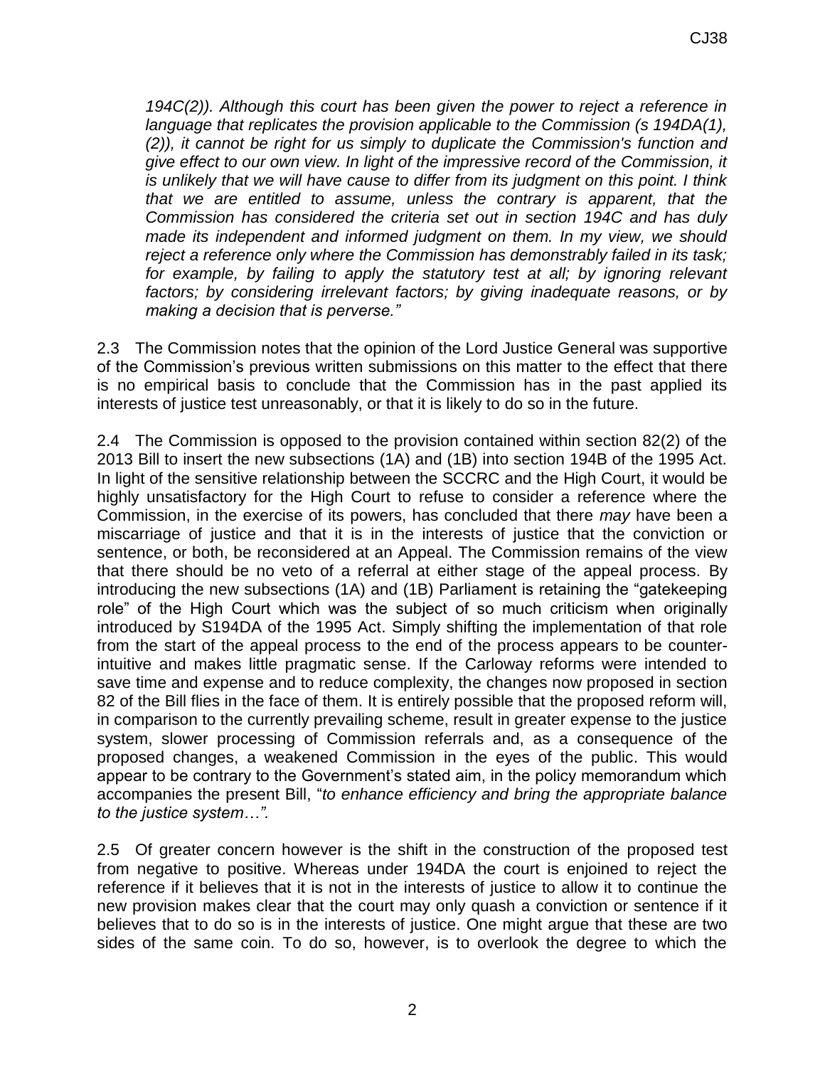*194C(2)). Although this court has been given the power to reject a reference in language that replicates the provision applicable to the Commission (s 194DA(1), (2)), it cannot be right for us simply to duplicate the Commission's function and give effect to our own view. In light of the impressive record of the Commission, it is unlikely that we will have cause to differ from its judgment on this point. I think that we are entitled to assume, unless the contrary is apparent, that the Commission has considered the criteria set out in section 194C and has duly made its independent and informed judgment on them. In my view, we should reject a reference only where the Commission has demonstrably failed in its task; for example, by failing to apply the statutory test at all; by ignoring relevant factors; by considering irrelevant factors; by giving inadequate reasons, or by making a decision that is perverse."*

2.3 The Commission notes that the opinion of the Lord Justice General was supportive of the Commission's previous written submissions on this matter to the effect that there is no empirical basis to conclude that the Commission has in the past applied its interests of justice test unreasonably, or that it is likely to do so in the future.

2.4 The Commission is opposed to the provision contained within section 82(2) of the 2013 Bill to insert the new subsections (1A) and (1B) into section 194B of the 1995 Act. In light of the sensitive relationship between the SCCRC and the High Court, it would be highly unsatisfactory for the High Court to refuse to consider a reference where the Commission, in the exercise of its powers, has concluded that there *may* have been a miscarriage of justice and that it is in the interests of justice that the conviction or sentence, or both, be reconsidered at an Appeal. The Commission remains of the view that there should be no veto of a referral at either stage of the appeal process. By introducing the new subsections (1A) and (1B) Parliament is retaining the "gatekeeping role" of the High Court which was the subject of so much criticism when originally introduced by S194DA of the 1995 Act. Simply shifting the implementation of that role from the start of the appeal process to the end of the process appears to be counter-intuitive and makes little pragmatic sense. If the Carloway reforms were intended to save time and expense and to reduce complexity, the changes now proposed in section 82 of the Bill flies in the face of them. It is entirely possible that the proposed reform will, in comparison to the currently prevailing scheme, result in greater expense to the justice system, slower processing of Commission referrals and, as a consequence of the proposed changes, a weakened Commission in the eyes of the public. This would appear to be contrary to the Government's stated aim, in the policy memorandum which accompanies the present Bill, "*to enhance efficiency and bring the appropriate balance to the justice system…".*

2.5 Of greater concern however is the shift in the construction of the proposed test from negative to positive. Whereas under 194DA the court is enjoined to reject the reference if it believes that it is not in the interests of justice to allow it to continue the new provision makes clear that the court may only quash a conviction or sentence if it believes that to do so is in the interests of justice. One might argue that these are two sides of the same coin. To do so, however, is to overlook the degree to which the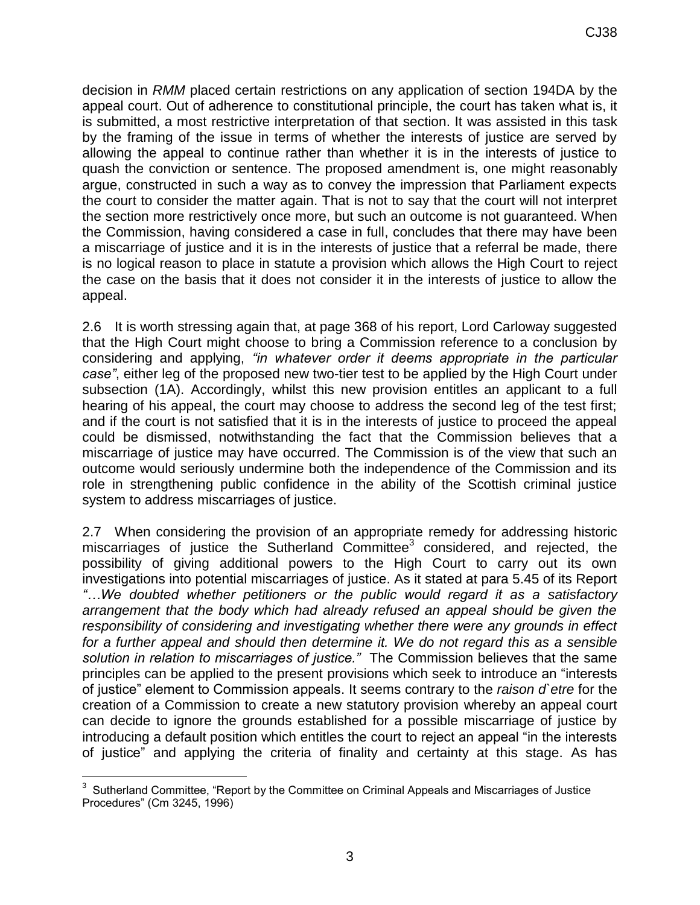decision in *RMM* placed certain restrictions on any application of section 194DA by the appeal court. Out of adherence to constitutional principle, the court has taken what is, it is submitted, a most restrictive interpretation of that section. It was assisted in this task by the framing of the issue in terms of whether the interests of justice are served by allowing the appeal to continue rather than whether it is in the interests of justice to quash the conviction or sentence. The proposed amendment is, one might reasonably argue, constructed in such a way as to convey the impression that Parliament expects the court to consider the matter again. That is not to say that the court will not interpret the section more restrictively once more, but such an outcome is not guaranteed. When the Commission, having considered a case in full, concludes that there may have been a miscarriage of justice and it is in the interests of justice that a referral be made, there is no logical reason to place in statute a provision which allows the High Court to reject the case on the basis that it does not consider it in the interests of justice to allow the appeal.

2.6 It is worth stressing again that, at page 368 of his report, Lord Carloway suggested that the High Court might choose to bring a Commission reference to a conclusion by considering and applying, *"in whatever order it deems appropriate in the particular case"*, either leg of the proposed new two-tier test to be applied by the High Court under subsection (1A). Accordingly, whilst this new provision entitles an applicant to a full hearing of his appeal, the court may choose to address the second leg of the test first; and if the court is not satisfied that it is in the interests of justice to proceed the appeal could be dismissed, notwithstanding the fact that the Commission believes that a miscarriage of justice may have occurred. The Commission is of the view that such an outcome would seriously undermine both the independence of the Commission and its role in strengthening public confidence in the ability of the Scottish criminal justice system to address miscarriages of justice.

2.7 When considering the provision of an appropriate remedy for addressing historic miscarriages of justice the Sutherland Committee[3] considered, and rejected, the possibility of giving additional powers to the High Court to carry out its own investigations into potential miscarriages of justice. As it stated at para 5.45 of its Report *"…We doubted whether petitioners or the public would regard it as a satisfactory arrangement that the body which had already refused an appeal should be given the responsibility of considering and investigating whether there were any grounds in effect for a further appeal and should then determine it. We do not regard this as a sensible solution in relation to miscarriages of justice."* The Commission believes that the same principles can be applied to the present provisions which seek to introduce an "interests of justice" element to Commission appeals. It seems contrary to the *raison d`etre* for the creation of a Commission to create a new statutory provision whereby an appeal court can decide to ignore the grounds established for a possible miscarriage of justice by introducing a default position which entitles the court to reject an appeal "in the interests of justice" and applying the criteria of finality and certainty at this stage. As has

[3] Sutherland Committee, "Report by the Committee on Criminal Appeals and Miscarriages of Justice Procedures" (Cm 3245, 1996)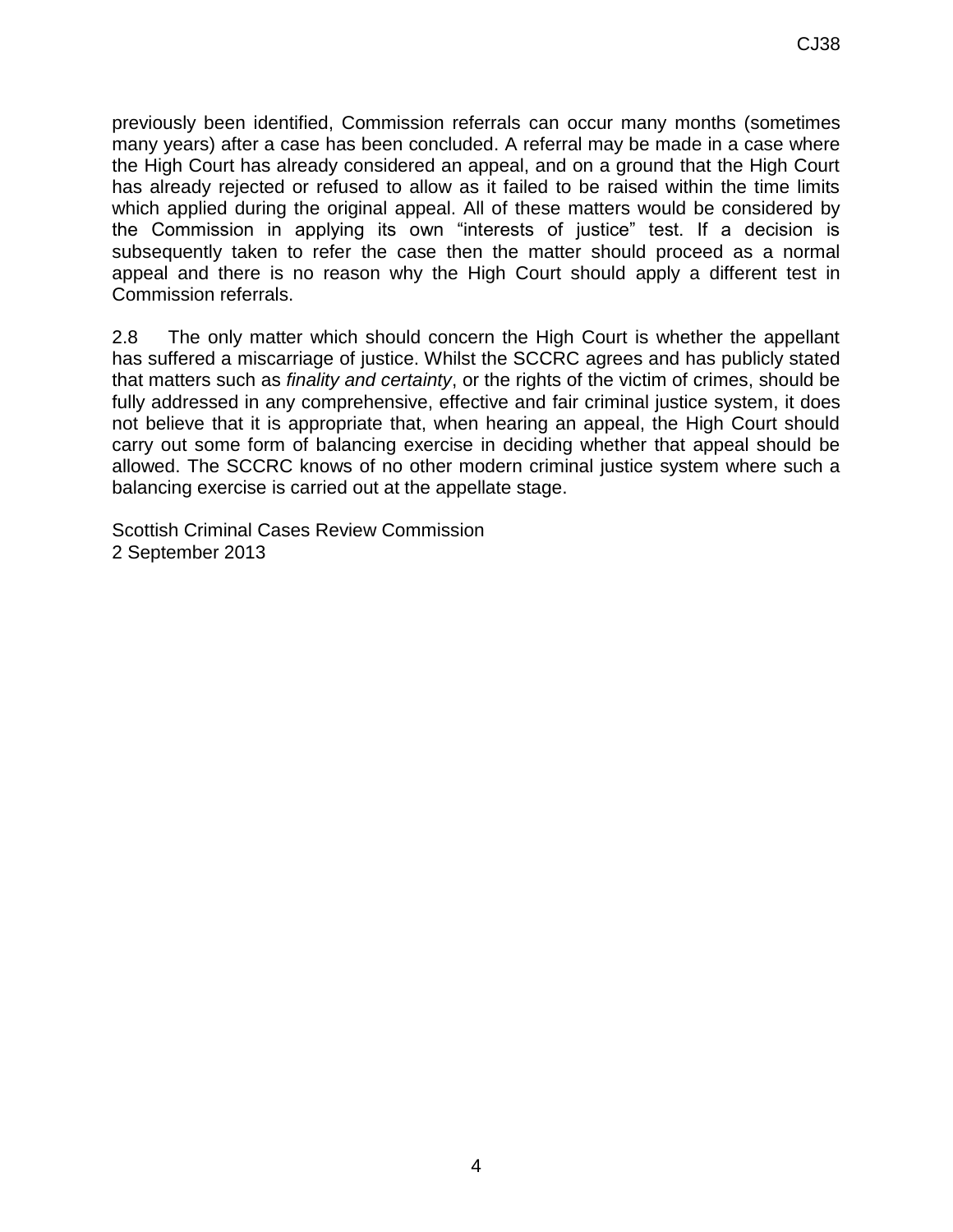previously been identified, Commission referrals can occur many months (sometimes many years) after a case has been concluded. A referral may be made in a case where the High Court has already considered an appeal, and on a ground that the High Court has already rejected or refused to allow as it failed to be raised within the time limits which applied during the original appeal. All of these matters would be considered by the Commission in applying its own "interests of justice" test. If a decision is subsequently taken to refer the case then the matter should proceed as a normal appeal and there is no reason why the High Court should apply a different test in Commission referrals.

2.8 The only matter which should concern the High Court is whether the appellant has suffered a miscarriage of justice. Whilst the SCCRC agrees and has publicly stated that matters such as *finality and certainty*, or the rights of the victim of crimes, should be fully addressed in any comprehensive, effective and fair criminal justice system, it does not believe that it is appropriate that, when hearing an appeal, the High Court should carry out some form of balancing exercise in deciding whether that appeal should be allowed. The SCCRC knows of no other modern criminal justice system where such a balancing exercise is carried out at the appellate stage.

Scottish Criminal Cases Review Commission
2 September 2013